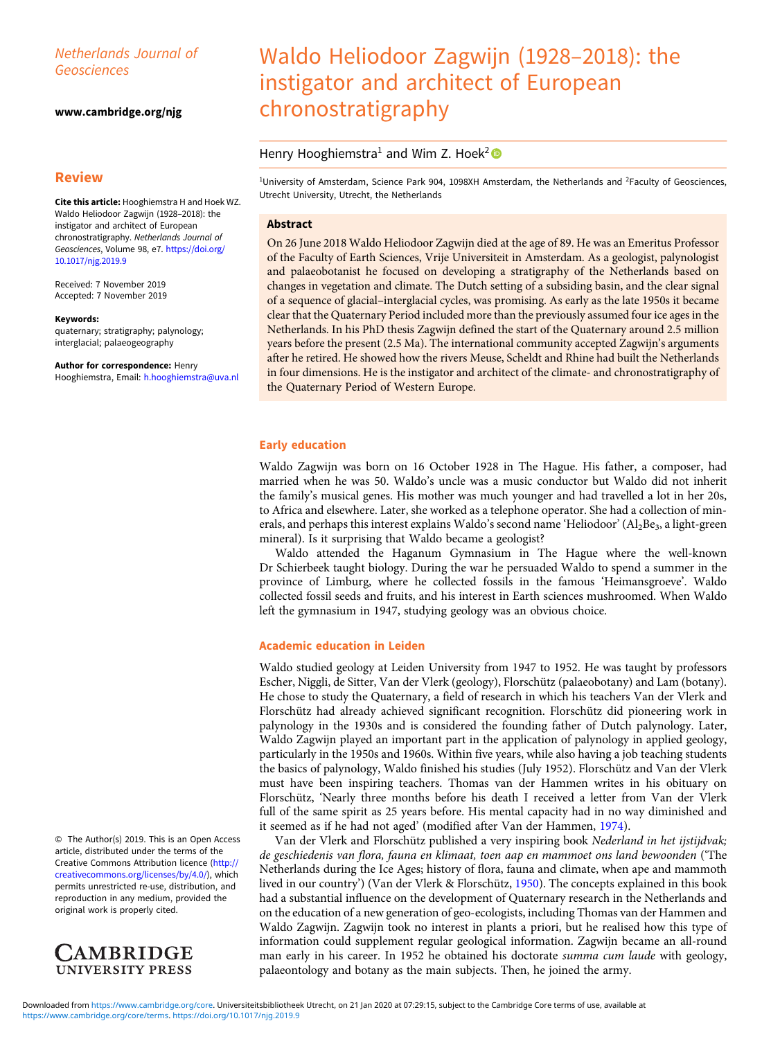Netherlands Journal of Geosciences

www.cambridge.org/njg

## Review

**Cite this article:** Hooghiemstra H and Hoek WZ. Waldo Heliodoor Zagwijn (1928–2018): the instigator and architect of European chronostratigraphy. *Netherlands Journal of Geosciences*, Volume 98, e7. https://doi.org/10.1017/njg.2019.9

Received: 7 November 2019
Accepted: 7 November 2019

**Keywords:**
quaternary; stratigraphy; palynology; interglacial; palaeogeography

**Author for correspondence:** Henry Hooghiemstra, Email: h.hooghiemstra@uva.nl

© The Author(s) 2019. This is an Open Access article, distributed under the terms of the Creative Commons Attribution licence (http://creativecommons.org/licenses/by/4.0/), which permits unrestricted re-use, distribution, and reproduction in any medium, provided the original work is properly cited.

# Waldo Heliodoor Zagwijn (1928–2018): the instigator and architect of European chronostratigraphy

Henry Hooghiemstra[1] and Wim Z. Hoek[2]

[1]University of Amsterdam, Science Park 904, 1098XH Amsterdam, the Netherlands and [2]Faculty of Geosciences, Utrecht University, Utrecht, the Netherlands

### Abstract

On 26 June 2018 Waldo Heliodoor Zagwijn died at the age of 89. He was an Emeritus Professor of the Faculty of Earth Sciences, Vrije Universiteit in Amsterdam. As a geologist, palynologist and palaeobotanist he focused on developing a stratigraphy of the Netherlands based on changes in vegetation and climate. The Dutch setting of a subsiding basin, and the clear signal of a sequence of glacial–interglacial cycles, was promising. As early as the late 1950s it became clear that the Quaternary Period included more than the previously assumed four ice ages in the Netherlands. In his PhD thesis Zagwijn defined the start of the Quaternary around 2.5 million years before the present (2.5 Ma). The international community accepted Zagwijn's arguments after he retired. He showed how the rivers Meuse, Scheldt and Rhine had built the Netherlands in four dimensions. He is the instigator and architect of the climate- and chronostratigraphy of the Quaternary Period of Western Europe.

## Early education

Waldo Zagwijn was born on 16 October 1928 in The Hague. His father, a composer, had married when he was 50. Waldo's uncle was a music conductor but Waldo did not inherit the family's musical genes. His mother was much younger and had travelled a lot in her 20s, to Africa and elsewhere. Later, she worked as a telephone operator. She had a collection of minerals, and perhaps this interest explains Waldo's second name 'Heliodoor' ($Al_2Be_3$, a light-green mineral). Is it surprising that Waldo became a geologist?

Waldo attended the Haganum Gymnasium in The Hague where the well-known Dr Schierbeek taught biology. During the war he persuaded Waldo to spend a summer in the province of Limburg, where he collected fossils in the famous 'Heimansgroeve'. Waldo collected fossil seeds and fruits, and his interest in Earth sciences mushroomed. When Waldo left the gymnasium in 1947, studying geology was an obvious choice.

## Academic education in Leiden

Waldo studied geology at Leiden University from 1947 to 1952. He was taught by professors Escher, Niggli, de Sitter, Van der Vlerk (geology), Florschütz (palaeobotany) and Lam (botany). He chose to study the Quaternary, a field of research in which his teachers Van der Vlerk and Florschütz had already achieved significant recognition. Florschütz did pioneering work in palynology in the 1930s and is considered the founding father of Dutch palynology. Later, Waldo Zagwijn played an important part in the application of palynology in applied geology, particularly in the 1950s and 1960s. Within five years, while also having a job teaching students the basics of palynology, Waldo finished his studies (July 1952). Florschütz and Van der Vlerk must have been inspiring teachers. Thomas van der Hammen writes in his obituary on Florschütz, 'Nearly three months before his death I received a letter from Van der Vlerk full of the same spirit as 25 years before. His mental capacity had in no way diminished and it seemed as if he had not aged' (modified after Van der Hammen, 1974).

Van der Vlerk and Florschütz published a very inspiring book *Nederland in het ijstijdvak; de geschiedenis van flora, fauna en klimaat, toen aap en mammoet ons land bewoonden* ('The Netherlands during the Ice Ages; history of flora, fauna and climate, when ape and mammoth lived in our country') (Van der Vlerk & Florschütz, 1950). The concepts explained in this book had a substantial influence on the development of Quaternary research in the Netherlands and on the education of a new generation of geo-ecologists, including Thomas van der Hammen and Waldo Zagwijn. Zagwijn took no interest in plants a priori, but he realised how this type of information could supplement regular geological information. Zagwijn became an all-round man early in his career. In 1952 he obtained his doctorate *summa cum laude* with geology, palaeontology and botany as the main subjects. Then, he joined the army.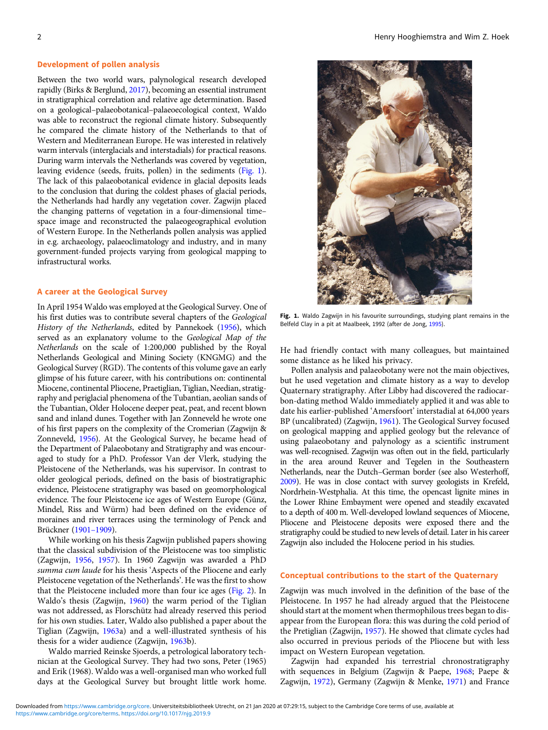## Development of pollen analysis

Between the two world wars, palynological research developed rapidly (Birks & Berglund, 2017), becoming an essential instrument in stratigraphical correlation and relative age determination. Based on a geological–palaeobotanical–palaeoecological context, Waldo was able to reconstruct the regional climate history. Subsequently he compared the climate history of the Netherlands to that of Western and Mediterranean Europe. He was interested in relatively warm intervals (interglacials and interstadials) for practical reasons. During warm intervals the Netherlands was covered by vegetation, leaving evidence (seeds, fruits, pollen) in the sediments (Fig. 1). The lack of this palaeobotanical evidence in glacial deposits leads to the conclusion that during the coldest phases of glacial periods, the Netherlands had hardly any vegetation cover. Zagwijn placed the changing patterns of vegetation in a four-dimensional time–space image and reconstructed the palaeogeographical evolution of Western Europe. In the Netherlands pollen analysis was applied in e.g. archaeology, palaeoclimatology and industry, and in many government-funded projects varying from geological mapping to infrastructural works.

## A career at the Geological Survey

In April 1954 Waldo was employed at the Geological Survey. One of his first duties was to contribute several chapters of the *Geological History of the Netherlands*, edited by Pannekoek (1956), which served as an explanatory volume to the *Geological Map of the Netherlands* on the scale of 1:200,000 published by the Royal Netherlands Geological and Mining Society (KNGMG) and the Geological Survey (RGD). The contents of this volume gave an early glimpse of his future career, with his contributions on: continental Miocene, continental Pliocene, Praetiglian, Tiglian, Needian, stratigraphy and periglacial phenomena of the Tubantian, aeolian sands of the Tubantian, Older Holocene deeper peat, peat, and recent blown sand and inland dunes. Together with Jan Zonneveld he wrote one of his first papers on the complexity of the Cromerian (Zagwijn & Zonneveld, 1956). At the Geological Survey, he became head of the Department of Palaeobotany and Stratigraphy and was encouraged to study for a PhD. Professor Van der Vlerk, studying the Pleistocene of the Netherlands, was his supervisor. In contrast to older geological periods, defined on the basis of biostratigraphic evidence, Pleistocene stratigraphy was based on geomorphological evidence. The four Pleistocene ice ages of Western Europe (Günz, Mindel, Riss and Würm) had been defined on the evidence of moraines and river terraces using the terminology of Penck and Brückner (1901–1909).

While working on his thesis Zagwijn published papers showing that the classical subdivision of the Pleistocene was too simplistic (Zagwijn, 1956, 1957). In 1960 Zagwijn was awarded a PhD *summa cum laude* for his thesis 'Aspects of the Pliocene and early Pleistocene vegetation of the Netherlands'. He was the first to show that the Pleistocene included more than four ice ages (Fig. 2). In Waldo's thesis (Zagwijn, 1960) the warm period of the Tiglian was not addressed, as Florschütz had already reserved this period for his own studies. Later, Waldo also published a paper about the Tiglian (Zagwijn, 1963a) and a well-illustrated synthesis of his thesis for a wider audience (Zagwijn, 1963b).

Waldo married Reinske Sjoerds, a petrological laboratory technician at the Geological Survey. They had two sons, Peter (1965) and Erik (1968). Waldo was a well-organised man who worked full days at the Geological Survey but brought little work home.

**Fig. 1.** Waldo Zagwijn in his favourite surroundings, studying plant remains in the Belfeld Clay in a pit at Maalbeek, 1992 (after de Jong, 1995).

He had friendly contact with many colleagues, but maintained some distance as he liked his privacy.

Pollen analysis and palaeobotany were not the main objectives, but he used vegetation and climate history as a way to develop Quaternary stratigraphy. After Libby had discovered the radiocarbon-dating method Waldo immediately applied it and was able to date his earlier-published 'Amersfoort' interstadial at 64,000 years BP (uncalibrated) (Zagwijn, 1961). The Geological Survey focused on geological mapping and applied geology but the relevance of using palaeobotany and palynology as a scientific instrument was well-recognised. Zagwijn was often out in the field, particularly in the area around Reuver and Tegelen in the Southeastern Netherlands, near the Dutch–German border (see also Westerhoff, 2009). He was in close contact with survey geologists in Krefeld, Nordrhein-Westphalia. At this time, the opencast lignite mines in the Lower Rhine Embayment were opened and steadily excavated to a depth of 400 m. Well-developed lowland sequences of Miocene, Pliocene and Pleistocene deposits were exposed there and the stratigraphy could be studied to new levels of detail. Later in his career Zagwijn also included the Holocene period in his studies.

## Conceptual contributions to the start of the Quaternary

Zagwijn was much involved in the definition of the base of the Pleistocene. In 1957 he had already argued that the Pleistocene should start at the moment when thermophilous trees began to disappear from the European flora: this was during the cold period of the Pretiglian (Zagwijn, 1957). He showed that climate cycles had also occurred in previous periods of the Pliocene but with less impact on Western European vegetation.

Zagwijn had expanded his terrestrial chronostratigraphy with sequences in Belgium (Zagwijn & Paepe, 1968; Paepe & Zagwijn, 1972), Germany (Zagwijn & Menke, 1971) and France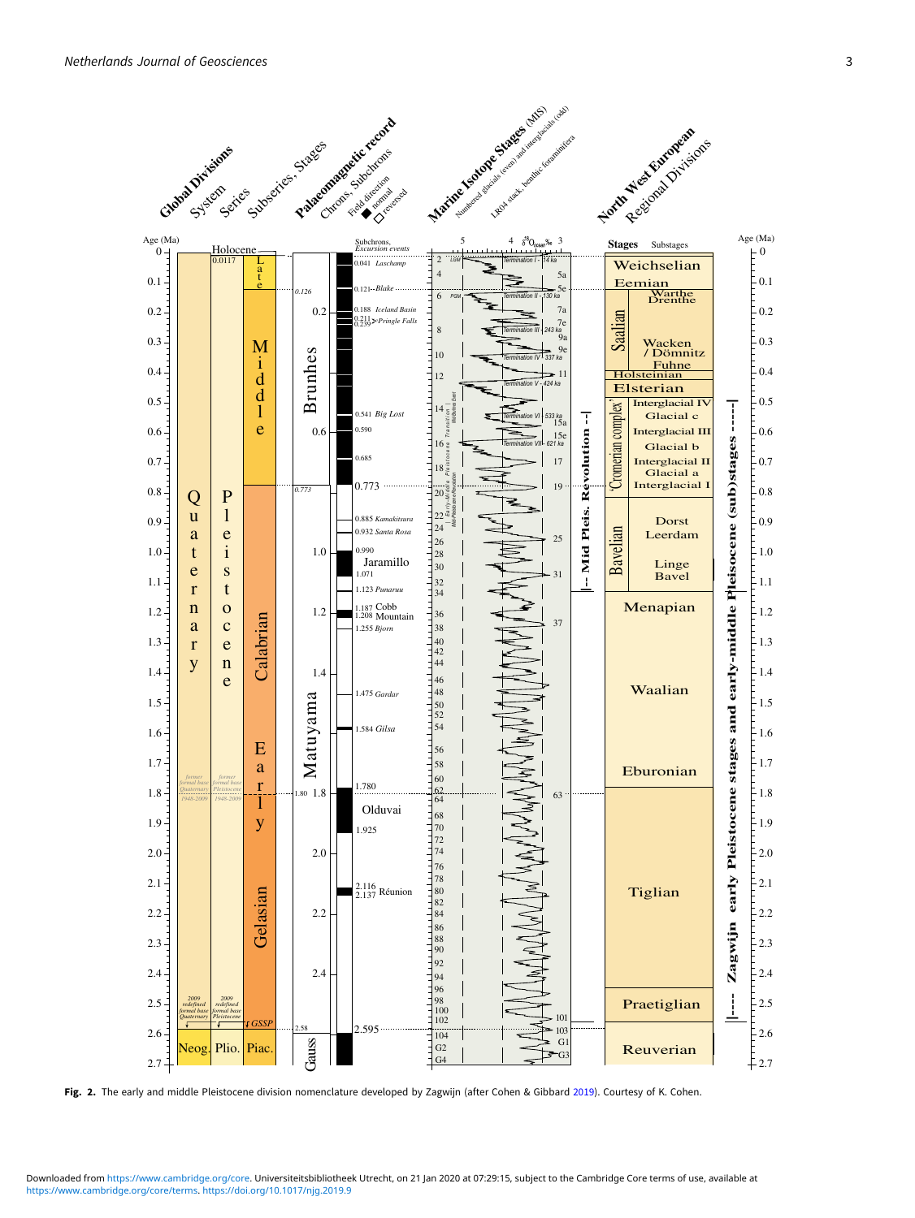Fig. 2. The early and middle Pleistocene division nomenclature developed by Zagwijn (after Cohen & Gibbard 2019). Courtesy of K. Cohen.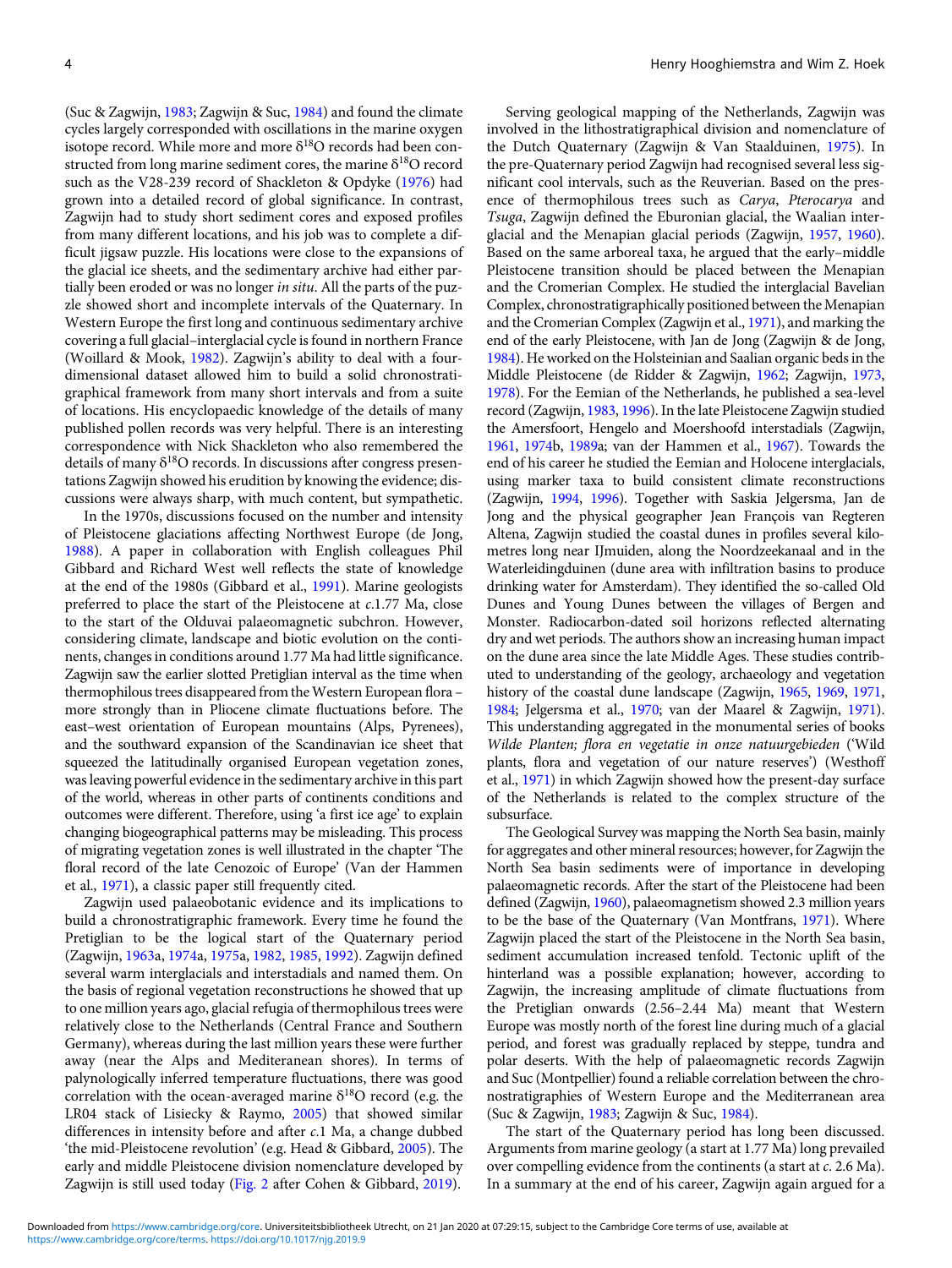(Suc & Zagwijn, 1983; Zagwijn & Suc, 1984) and found the climate cycles largely corresponded with oscillations in the marine oxygen isotope record. While more and more $\delta^{18}O$ records had been constructed from long marine sediment cores, the marine $\delta^{18}O$ record such as the V28-239 record of Shackleton & Opdyke (1976) had grown into a detailed record of global significance. In contrast, Zagwijn had to study short sediment cores and exposed profiles from many different locations, and his job was to complete a difficult jigsaw puzzle. His locations were close to the expansions of the glacial ice sheets, and the sedimentary archive had either partially been eroded or was no longer *in situ*. All the parts of the puzzle showed short and incomplete intervals of the Quaternary. In Western Europe the first long and continuous sedimentary archive covering a full glacial–interglacial cycle is found in northern France (Woillard & Mook, 1982). Zagwijn's ability to deal with a four-dimensional dataset allowed him to build a solid chronostratigraphical framework from many short intervals and from a suite of locations. His encyclopaedic knowledge of the details of many published pollen records was very helpful. There is an interesting correspondence with Nick Shackleton who also remembered the details of many $\delta^{18}O$ records. In discussions after congress presentations Zagwijn showed his erudition by knowing the evidence; discussions were always sharp, with much content, but sympathetic.

In the 1970s, discussions focused on the number and intensity of Pleistocene glaciations affecting Northwest Europe (de Jong, 1988). A paper in collaboration with English colleagues Phil Gibbard and Richard West well reflects the state of knowledge at the end of the 1980s (Gibbard et al., 1991). Marine geologists preferred to place the start of the Pleistocene at *c.*1.77 Ma, close to the start of the Olduvai palaeomagnetic subchron. However, considering climate, landscape and biotic evolution on the continents, changes in conditions around 1.77 Ma had little significance. Zagwijn saw the earlier slotted Pretiglian interval as the time when thermophilous trees disappeared from the Western European flora – more strongly than in Pliocene climate fluctuations before. The east–west orientation of European mountains (Alps, Pyrenees), and the southward expansion of the Scandinavian ice sheet that squeezed the latitudinally organised European vegetation zones, was leaving powerful evidence in the sedimentary archive in this part of the world, whereas in other parts of continents conditions and outcomes were different. Therefore, using 'a first ice age' to explain changing biogeographical patterns may be misleading. This process of migrating vegetation zones is well illustrated in the chapter 'The floral record of the late Cenozoic of Europe' (Van der Hammen et al., 1971), a classic paper still frequently cited.

Zagwijn used palaeobotanic evidence and its implications to build a chronostratigraphic framework. Every time he found the Pretiglian to be the logical start of the Quaternary period (Zagwijn, 1963a, 1974a, 1975a, 1982, 1985, 1992). Zagwijn defined several warm interglacials and interstadials and named them. On the basis of regional vegetation reconstructions he showed that up to one million years ago, glacial refugia of thermophilous trees were relatively close to the Netherlands (Central France and Southern Germany), whereas during the last million years these were further away (near the Alps and Mediteranean shores). In terms of palynologically inferred temperature fluctuations, there was good correlation with the ocean-averaged marine $\delta^{18}O$ record (e.g. the LR04 stack of Lisiecky & Raymo, 2005) that showed similar differences in intensity before and after *c.*1 Ma, a change dubbed 'the mid-Pleistocene revolution' (e.g. Head & Gibbard, 2005). The early and middle Pleistocene division nomenclature developed by Zagwijn is still used today (Fig. 2 after Cohen & Gibbard, 2019).

Serving geological mapping of the Netherlands, Zagwijn was involved in the lithostratigraphical division and nomenclature of the Dutch Quaternary (Zagwijn & Van Staalduinen, 1975). In the pre-Quaternary period Zagwijn had recognised several less significant cool intervals, such as the Reuverian. Based on the presence of thermophilous trees such as *Carya*, *Pterocarya* and *Tsuga*, Zagwijn defined the Eburonian glacial, the Waalian interglacial and the Menapian glacial periods (Zagwijn, 1957, 1960). Based on the same arboreal taxa, he argued that the early–middle Pleistocene transition should be placed between the Menapian and the Cromerian Complex. He studied the interglacial Bavelian Complex, chronostratigraphically positioned between the Menapian and the Cromerian Complex (Zagwijn et al., 1971), and marking the end of the early Pleistocene, with Jan de Jong (Zagwijn & de Jong, 1984). He worked on the Holsteinian and Saalian organic beds in the Middle Pleistocene (de Ridder & Zagwijn, 1962; Zagwijn, 1973, 1978). For the Eemian of the Netherlands, he published a sea-level record (Zagwijn, 1983, 1996). In the late Pleistocene Zagwijn studied the Amersfoort, Hengelo and Moershoofd interstadials (Zagwijn, 1961, 1974b, 1989a; van der Hammen et al., 1967). Towards the end of his career he studied the Eemian and Holocene interglacials, using marker taxa to build consistent climate reconstructions (Zagwijn, 1994, 1996). Together with Saskia Jelgersma, Jan de Jong and the physical geographer Jean François van Regteren Altena, Zagwijn studied the coastal dunes in profiles several kilometres long near IJmuiden, along the Noordzeekanaal and in the Waterleidingduinen (dune area with infiltration basins to produce drinking water for Amsterdam). They identified the so-called Old Dunes and Young Dunes between the villages of Bergen and Monster. Radiocarbon-dated soil horizons reflected alternating dry and wet periods. The authors show an increasing human impact on the dune area since the late Middle Ages. These studies contributed to understanding of the geology, archaeology and vegetation history of the coastal dune landscape (Zagwijn, 1965, 1969, 1971, 1984; Jelgersma et al., 1970; van der Maarel & Zagwijn, 1971). This understanding aggregated in the monumental series of books *Wilde Planten; flora en vegetatie in onze natuurgebieden* ('Wild plants, flora and vegetation of our nature reserves') (Westhoff et al., 1971) in which Zagwijn showed how the present-day surface of the Netherlands is related to the complex structure of the subsurface.

The Geological Survey was mapping the North Sea basin, mainly for aggregates and other mineral resources; however, for Zagwijn the North Sea basin sediments were of importance in developing palaeomagnetic records. After the start of the Pleistocene had been defined (Zagwijn, 1960), palaeomagnetism showed 2.3 million years to be the base of the Quaternary (Van Montfrans, 1971). Where Zagwijn placed the start of the Pleistocene in the North Sea basin, sediment accumulation increased tenfold. Tectonic uplift of the hinterland was a possible explanation; however, according to Zagwijn, the increasing amplitude of climate fluctuations from the Pretiglian onwards (2.56–2.44 Ma) meant that Western Europe was mostly north of the forest line during much of a glacial period, and forest was gradually replaced by steppe, tundra and polar deserts. With the help of palaeomagnetic records Zagwijn and Suc (Montpellier) found a reliable correlation between the chronostratigraphies of Western Europe and the Mediterranean area (Suc & Zagwijn, 1983; Zagwijn & Suc, 1984).

The start of the Quaternary period has long been discussed. Arguments from marine geology (a start at 1.77 Ma) long prevailed over compelling evidence from the continents (a start at *c.* 2.6 Ma). In a summary at the end of his career, Zagwijn again argued for a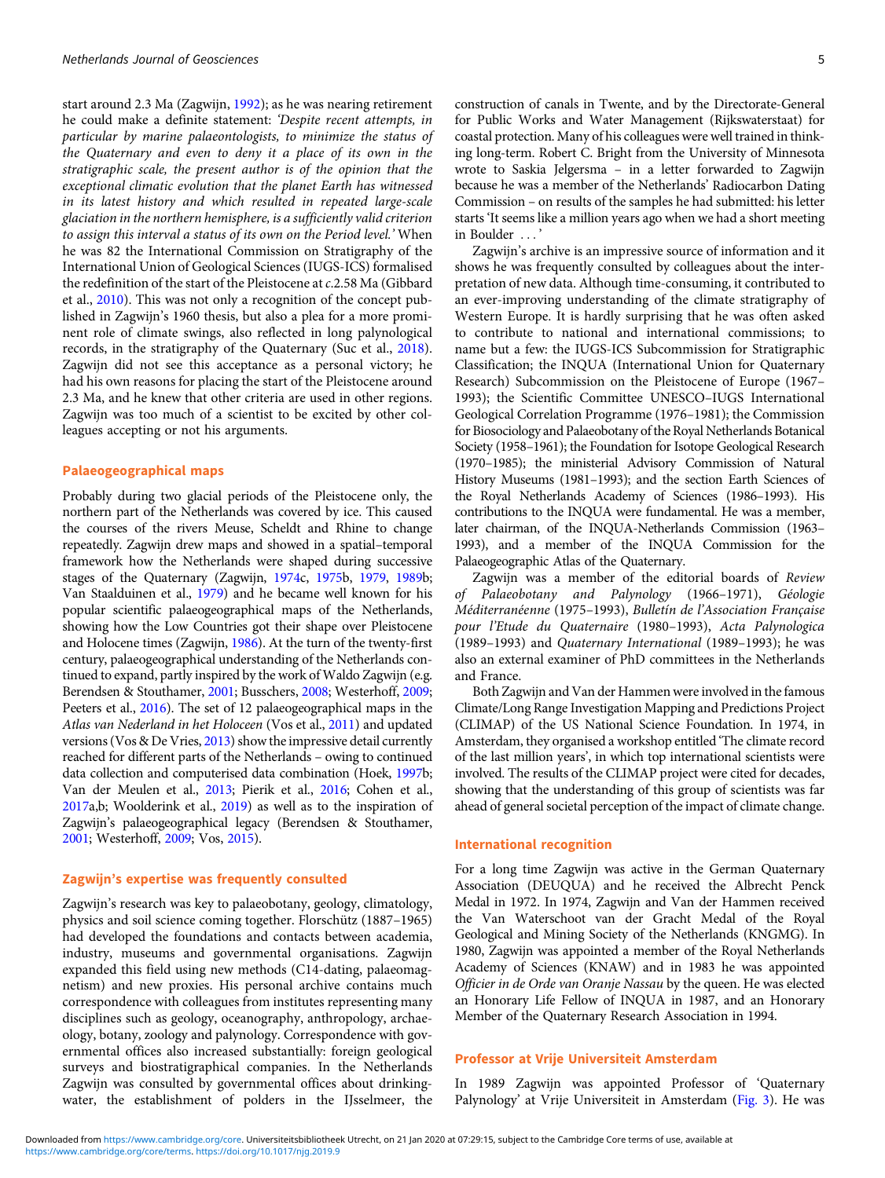start around 2.3 Ma (Zagwijn, 1992); as he was nearing retirement he could make a definite statement: *'Despite recent attempts, in particular by marine palaeontologists, to minimize the status of the Quaternary and even to deny it a place of its own in the stratigraphic scale, the present author is of the opinion that the exceptional climatic evolution that the planet Earth has witnessed in its latest history and which resulted in repeated large-scale glaciation in the northern hemisphere, is a sufficiently valid criterion to assign this interval a status of its own on the Period level.'* When he was 82 the International Commission on Stratigraphy of the International Union of Geological Sciences (IUGS-ICS) formalised the redefinition of the start of the Pleistocene at *c.*2.58 Ma (Gibbard et al., 2010). This was not only a recognition of the concept published in Zagwijn's 1960 thesis, but also a plea for a more prominent role of climate swings, also reflected in long palynological records, in the stratigraphy of the Quaternary (Suc et al., 2018). Zagwijn did not see this acceptance as a personal victory; he had his own reasons for placing the start of the Pleistocene around 2.3 Ma, and he knew that other criteria are used in other regions. Zagwijn was too much of a scientist to be excited by other colleagues accepting or not his arguments.

## Palaeogeographical maps

Probably during two glacial periods of the Pleistocene only, the northern part of the Netherlands was covered by ice. This caused the courses of the rivers Meuse, Scheldt and Rhine to change repeatedly. Zagwijn drew maps and showed in a spatial–temporal framework how the Netherlands were shaped during successive stages of the Quaternary (Zagwijn, 1974c, 1975b, 1979, 1989b; Van Staalduinen et al., 1979) and he became well known for his popular scientific palaeogeographical maps of the Netherlands, showing how the Low Countries got their shape over Pleistocene and Holocene times (Zagwijn, 1986). At the turn of the twenty-first century, palaeogeographical understanding of the Netherlands continued to expand, partly inspired by the work of Waldo Zagwijn (e.g. Berendsen & Stouthamer, 2001; Busschers, 2008; Westerhoff, 2009; Peeters et al., 2016). The set of 12 palaeogeographical maps in the *Atlas van Nederland in het Holoceen* (Vos et al., 2011) and updated versions (Vos & De Vries, 2013) show the impressive detail currently reached for different parts of the Netherlands – owing to continued data collection and computerised data combination (Hoek, 1997b; Van der Meulen et al., 2013; Pierik et al., 2016; Cohen et al., 2017a,b; Wooldeink et al., 2019) as well as to the inspiration of Zagwijn's palaeogeographical legacy (Berendsen & Stouthamer, 2001; Westerhoff, 2009; Vos, 2015).

## Zagwijn's expertise was frequently consulted

Zagwijn's research was key to palaeobotany, geology, climatology, physics and soil science coming together. Florschütz (1887–1965) had developed the foundations and contacts between academia, industry, museums and governmental organisations. Zagwijn expanded this field using new methods (C14-dating, palaeomagnetism) and new proxies. His personal archive contains much correspondence with colleagues from institutes representing many disciplines such as geology, oceanography, anthropology, archaeology, botany, zoology and palynology. Correspondence with governmental offices also increased substantially: foreign geological surveys and biostratigraphical companies. In the Netherlands Zagwijn was consulted by governmental offices about drinking-water, the establishment of polders in the IJsselmeer, the construction of canals in Twente, and by the Directorate-General for Public Works and Water Management (Rijkswaterstaat) for coastal protection. Many of his colleagues were well trained in thinking long-term. Robert C. Bright from the University of Minnesota wrote to Saskia Jelgersma – in a letter forwarded to Zagwijn because he was a member of the Netherlands' Radiocarbon Dating Commission – on results of the samples he had submitted: his letter starts 'It seems like a million years ago when we had a short meeting in Boulder ...'

Zagwijn's archive is an impressive source of information and it shows he was frequently consulted by colleagues about the interpretation of new data. Although time-consuming, it contributed to an ever-improving understanding of the climate stratigraphy of Western Europe. It is hardly surprising that he was often asked to contribute to national and international commissions; to name but a few: the IUGS-ICS Subcommission for Stratigraphic Classification; the INQUA (International Union for Quaternary Research) Subcommission on the Pleistocene of Europe (1967–1993); the Scientific Committee UNESCO–IUGS International Geological Correlation Programme (1976–1981); the Commission for Biosociology and Palaeobotany of the Royal Netherlands Botanical Society (1958–1961); the Foundation for Isotope Geological Research (1970–1985); the ministerial Advisory Commission of Natural History Museums (1981–1993); and the section Earth Sciences of the Royal Netherlands Academy of Sciences (1986–1993). His contributions to the INQUA were fundamental. He was a member, later chairman, of the INQUA-Netherlands Commission (1963–1993), and a member of the INQUA Commission for the Palaeogeographic Atlas of the Quaternary.

Zagwijn was a member of the editorial boards of *Review of Palaeobotany and Palynology* (1966–1971), *Géologie Méditerranéenne* (1975–1993), *Bulletín de l'Association Française pour l'Etude du Quaternaire* (1980–1993), *Acta Palynologica* (1989–1993) and *Quaternary International* (1989–1993); he was also an external examiner of PhD committees in the Netherlands and France.

Both Zagwijn and Van der Hammen were involved in the famous Climate/Long Range Investigation Mapping and Predictions Project (CLIMAP) of the US National Science Foundation. In 1974, in Amsterdam, they organised a workshop entitled 'The climate record of the last million years', in which top international scientists were involved. The results of the CLIMAP project were cited for decades, showing that the understanding of this group of scientists was far ahead of general societal perception of the impact of climate change.

## International recognition

For a long time Zagwijn was active in the German Quaternary Association (DEUQUA) and he received the Albrecht Penck Medal in 1972. In 1974, Zagwijn and Van der Hammen received the Van Waterschoot van der Gracht Medal of the Royal Geological and Mining Society of the Netherlands (KNGMG). In 1980, Zagwijn was appointed a member of the Royal Netherlands Academy of Sciences (KNAW) and in 1983 he was appointed *Officier in de Orde van Oranje Nassau* by the queen. He was elected an Honorary Life Fellow of INQUA in 1987, and an Honorary Member of the Quaternary Research Association in 1994.

## Professor at Vrije Universiteit Amsterdam

In 1989 Zagwijn was appointed Professor of 'Quaternary Palynology' at Vrije Universiteit in Amsterdam (Fig. 3). He was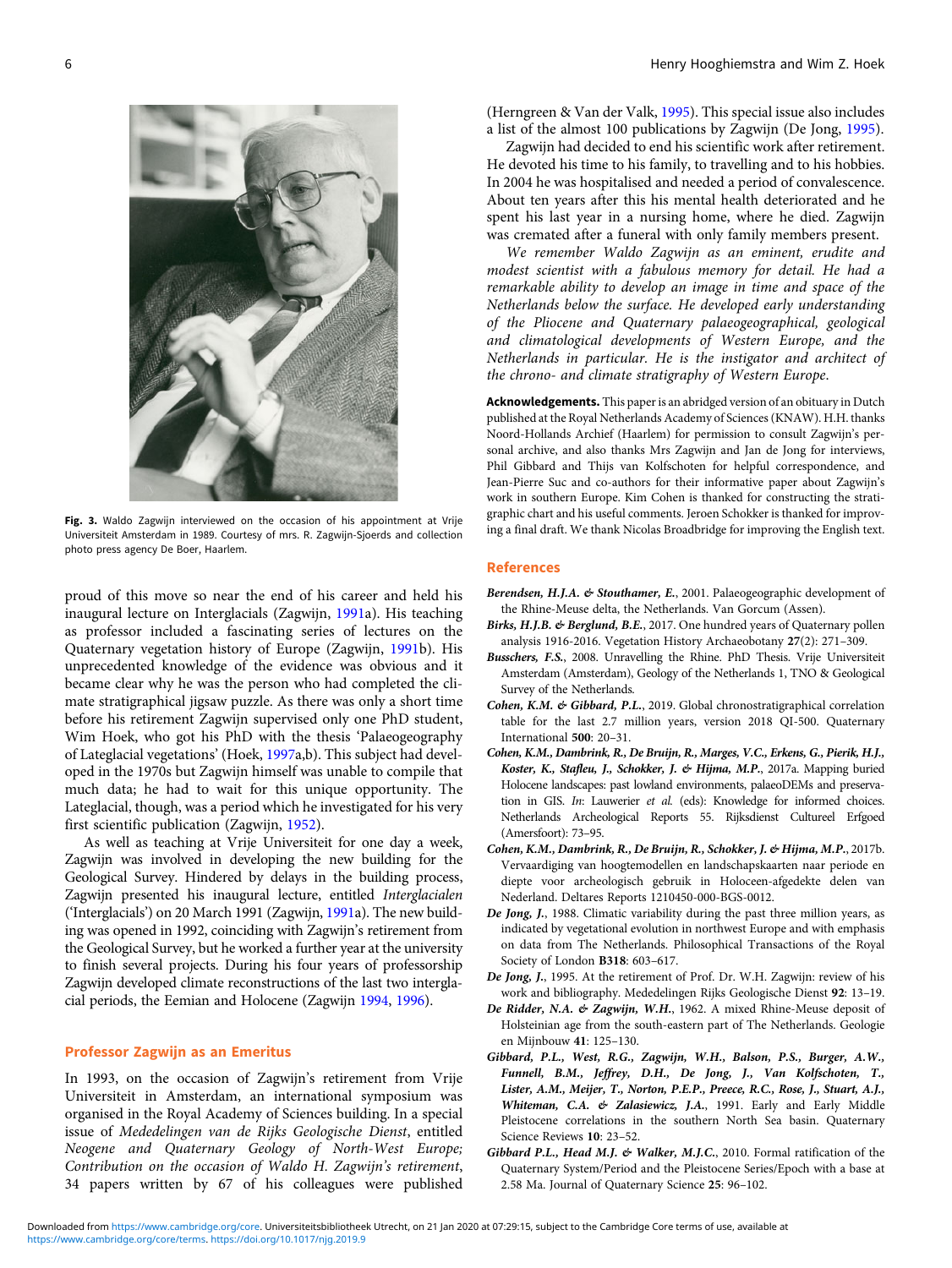Fig. 3. Waldo Zagwijn interviewed on the occasion of his appointment at Vrije Universiteit Amsterdam in 1989. Courtesy of mrs. R. Zagwijn-Sjoerds and collection photo press agency De Boer, Haarlem.

proud of this move so near the end of his career and held his inaugural lecture on Interglacials (Zagwijn, 1991a). His teaching as professor included a fascinating series of lectures on the Quaternary vegetation history of Europe (Zagwijn, 1991b). His unprecedented knowledge of the evidence was obvious and it became clear why he was the person who had completed the climate stratigraphical jigsaw puzzle. As there was only a short time before his retirement Zagwijn supervised only one PhD student, Wim Hoek, who got his PhD with the thesis 'Palaeogeography of Lateglacial vegetations' (Hoek, 1997a,b). This subject had developed in the 1970s but Zagwijn himself was unable to compile that much data; he had to wait for this unique opportunity. The Lateglacial, though, was a period which he investigated for his very first scientific publication (Zagwijn, 1952).

As well as teaching at Vrije Universiteit for one day a week, Zagwijn was involved in developing the new building for the Geological Survey. Hindered by delays in the building process, Zagwijn presented his inaugural lecture, entitled *Interglacialen* ('Interglacials') on 20 March 1991 (Zagwijn, 1991a). The new building was opened in 1992, coinciding with Zagwijn's retirement from the Geological Survey, but he worked a further year at the university to finish several projects. During his four years of professorship Zagwijn developed climate reconstructions of the last two interglacial periods, the Eemian and Holocene (Zagwijn 1994, 1996).

## Professor Zagwijn as an Emeritus

In 1993, on the occasion of Zagwijn's retirement from Vrije Universiteit in Amsterdam, an international symposium was organised in the Royal Academy of Sciences building. In a special issue of *Mededelingen van de Rijks Geologische Dienst*, entitled *Neogene and Quaternary Geology of North-West Europe; Contribution on the occasion of Waldo H. Zagwijn's retirement*, 34 papers written by 67 of his colleagues were published (Herngreen & Van der Valk, 1995). This special issue also includes a list of the almost 100 publications by Zagwijn (De Jong, 1995).

Zagwijn had decided to end his scientific work after retirement. He devoted his time to his family, to travelling and to his hobbies. In 2004 he was hospitalised and needed a period of convalescence. About ten years after this his mental health deteriorated and he spent his last year in a nursing home, where he died. Zagwijn was cremated after a funeral with only family members present.

*We remember Waldo Zagwijn as an eminent, erudite and modest scientist with a fabulous memory for detail. He had a remarkable ability to develop an image in time and space of the Netherlands below the surface. He developed early understanding of the Pliocene and Quaternary palaeogeographical, geological and climatological developments of Western Europe, and the Netherlands in particular. He is the instigator and architect of the chrono- and climate stratigraphy of Western Europe.*

**Acknowledgements.** This paper is an abridged version of an obituary in Dutch published at the Royal Netherlands Academy of Sciences (KNAW). H.H. thanks Noord-Hollands Archief (Haarlem) for permission to consult Zagwijn's personal archive, and also thanks Mrs Zagwijn and Jan de Jong for interviews, Phil Gibbard and Thijs van Kolfschoten for helpful correspondence, and Jean-Pierre Suc and co-authors for their informative paper about Zagwijn's work in southern Europe. Kim Cohen is thanked for constructing the stratigraphic chart and his useful comments. Jeroen Schokker is thanked for improving a final draft. We thank Nicolas Broadbridge for improving the English text.

## References

***Berendsen, H.J.A. & Stouthamer, E.***, 2001. Palaeogeographic development of the Rhine-Meuse delta, the Netherlands. Van Gorcum (Assen).

***Birks, H.J.B. & Berglund, B.E.***, 2017. One hundred years of Quaternary pollen analysis 1916-2016. Vegetation History Archaeobotany **27**(2): 271–309.

***Busschers, F.S.***, 2008. Unravelling the Rhine. PhD Thesis. Vrije Universiteit Amsterdam (Amsterdam), Geology of the Netherlands 1, TNO & Geological Survey of the Netherlands.

***Cohen, K.M. & Gibbard, P.L.***, 2019. Global chronostratigraphical correlation table for the last 2.7 million years, version 2018 QI-500. Quaternary International **500**: 20–31.

***Cohen, K.M., Dambrink, R., De Bruijn, R., Marges, V.C., Erkens, G., Pierik, H.J., Koster, K., Stafleu, J., Schokker, J. & Hijma, M.P.***, 2017a. Mapping buried Holocene landscapes: past lowland environments, palaeoDEMs and preservation in GIS. *In*: Lauwerier *et al.* (eds): Knowledge for informed choices. Netherlands Archeological Reports 55. Rijksdienst Cultureel Erfgoed (Amersfoort): 73–95.

***Cohen, K.M., Dambrink, R., De Bruijn, R., Schokker, J. & Hijma, M.P.***, 2017b. Vervaardiging van hoogtemodellen en landschapskaarten naar periode en diepte voor archeologisch gebruik in Holoceen-afgedekte delen van Nederland. Deltares Reports 1210450-000-BGS-0012.

***De Jong, J.***, 1988. Climatic variability during the past three million years, as indicated by vegetational evolution in northwest Europe and with emphasis on data from The Netherlands. Philosophical Transactions of the Royal Society of London **B318**: 603–617.

***De Jong, J.***, 1995. At the retirement of Prof. Dr. W.H. Zagwijn: review of his work and bibliography. Mededelingen Rijks Geologische Dienst **92**: 13–19.

***De Ridder, N.A. & Zagwijn, W.H.***, 1962. A mixed Rhine-Meuse deposit of Holsteinian age from the south-eastern part of The Netherlands. Geologie en Mijnbouw **41**: 125–130.

***Gibbard, P.L., West, R.G., Zagwijn, W.H., Balson, P.S., Burger, A.W., Funnell, B.M., Jeffrey, D.H., De Jong, J., Van Kolfschoten, T., Lister, A.M., Meijer, T., Norton, P.E.P., Preece, R.C., Rose, J., Stuart, A.J., Whiteman, C.A. & Zalasiewicz, J.A.***, 1991. Early and Early Middle Pleistocene correlations in the southern North Sea basin. Quaternary Science Reviews **10**: 23–52.

***Gibbard P.L., Head M.J. & Walker, M.J.C.***, 2010. Formal ratification of the Quaternary System/Period and the Pleistocene Series/Epoch with a base at 2.58 Ma. Journal of Quaternary Science **25**: 96–102.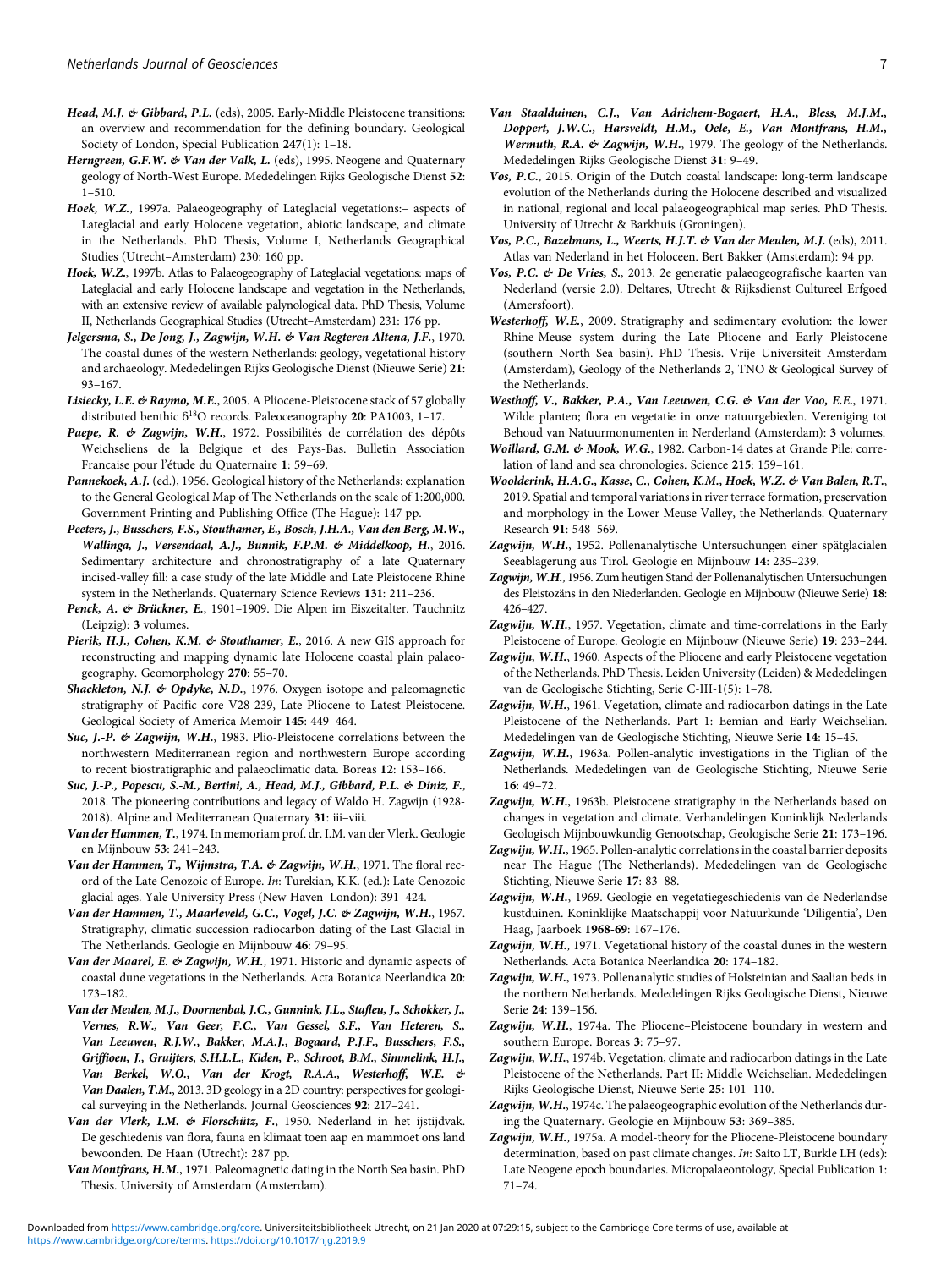***Head, M.J. & Gibbard, P.L.*** (eds), 2005. Early-Middle Pleistocene transitions: an overview and recommendation for the defining boundary. Geological Society of London, Special Publication **247**(1): 1–18.

***Herngreen, G.F.W. & Van der Valk, L.*** (eds), 1995. Neogene and Quaternary geology of North-West Europe. Mededelingen Rijks Geologische Dienst **52**: 1–510.

***Hoek, W.Z.***, 1997a. Palaeogeography of Lateglacial vegetations:– aspects of Lateglacial and early Holocene vegetation, abiotic landscape, and climate in the Netherlands. PhD Thesis, Volume I, Netherlands Geographical Studies (Utrecht–Amsterdam) 230: 160 pp.

***Hoek, W.Z.***, 1997b. Atlas to Palaeogeography of Lateglacial vegetations: maps of Lateglacial and early Holocene landscape and vegetation in the Netherlands, with an extensive review of available palynological data. PhD Thesis, Volume II, Netherlands Geographical Studies (Utrecht–Amsterdam) 231: 176 pp.

***Jelgersma, S., De Jong, J., Zagwijn, W.H. & Van Regteren Altena, J.F.***, 1970. The coastal dunes of the western Netherlands: geology, vegetational history and archaeology. Mededelingen Rijks Geologische Dienst (Nieuwe Serie) **21**: 93–167.

***Lisiecky, L.E. & Raymo, M.E.***, 2005. A Pliocene-Pleistocene stack of 57 globally distributed benthic $\delta^{18}O$ records. Paleoceanography **20**: PA1003, 1–17.

***Paepe, R. & Zagwijn, W.H.***, 1972. Possibilités de corrélation des dépôts Weichseliens de la Belgique et des Pays-Bas. Bulletin Association Francaise pour l'étude du Quaternaire **1**: 59–69.

***Pannekoek, A.J.*** (ed.), 1956. Geological history of the Netherlands: explanation to the General Geological Map of The Netherlands on the scale of 1:200,000. Government Printing and Publishing Office (The Hague): 147 pp.

***Peeters, J., Busschers, F.S., Stouthamer, E., Bosch, J.H.A., Van den Berg, M.W., Wallinga, J., Versendaal, A.J., Bunnik, F.P.M. & Middelkoop, H.***, 2016. Sedimentary architecture and chronostratigraphy of a late Quaternary incised-valley fill: a case study of the late Middle and Late Pleistocene Rhine system in the Netherlands. Quaternary Science Reviews **131**: 211–236.

***Penck, A. & Brückner, E.***, 1901–1909. Die Alpen im Eiszeitalter. Tauchnitz (Leipzig): **3** volumes.

***Pierik, H.J., Cohen, K.M. & Stouthamer, E.***, 2016. A new GIS approach for reconstructing and mapping dynamic late Holocene coastal plain palaeogeography. Geomorphology **270**: 55–70.

***Shackleton, N.J. & Opdyke, N.D.***, 1976. Oxygen isotope and paleomagnetic stratigraphy of Pacific core V28-239, Late Pliocene to Latest Pleistocene. Geological Society of America Memoir **145**: 449–464.

***Suc, J.-P. & Zagwijn, W.H.***, 1983. Plio-Pleistocene correlations between the northwestern Mediterranean region and northwestern Europe according to recent biostratigraphic and palaeoclimatic data. Boreas **12**: 153–166.

***Suc, J.-P., Popescu, S.-M., Bertini, A., Head, M.J., Gibbard, P.L. & Diniz, F.***, 2018. The pioneering contributions and legacy of Waldo H. Zagwijn (1928-2018). Alpine and Mediterranean Quaternary **31**: iii–viii.

***Van der Hammen, T.***, 1974. In memoriam prof. dr. I.M. van der Vlerk. Geologie en Mijnbouw **53**: 241–243.

***Van der Hammen, T., Wijmstra, T.A. & Zagwijn, W.H.***, 1971. The floral record of the Late Cenozoic of Europe. *In*: Turekian, K.K. (ed.): Late Cenozoic glacial ages. Yale University Press (New Haven–London): 391–424.

***Van der Hammen, T., Maarleveld, G.C., Vogel, J.C. & Zagwijn, W.H.***, 1967. Stratigraphy, climatic succession radiocarbon dating of the Last Glacial in The Netherlands. Geologie en Mijnbouw **46**: 79–95.

***Van der Maarel, E. & Zagwijn, W.H.***, 1971. Historic and dynamic aspects of coastal dune vegetations in the Netherlands. Acta Botanica Neerlandica **20**: 173–182.

***Van der Meulen, M.J., Doornenbal, J.C., Gunnink, J.L., Stafleu, J., Schokker, J., Vernes, R.W., Van Geer, F.C., Van Gessel, S.F., Van Heteren, S., Van Leeuwen, R.J.W., Bakker, M.A.J., Bogaard, P.J.F., Busschers, F.S., Griffioen, J., Gruijters, S.H.L.L., Kiden, P., Schroot, B.M., Simmelink, H.J., Van Berkel, W.O., Van der Krogt, R.A.A., Westerhoff, W.E. & Van Daalen, T.M.***, 2013. 3D geology in a 2D country: perspectives for geological surveying in the Netherlands. Journal Geosciences **92**: 217–241.

***Van der Vlerk, I.M. & Florschütz, F.***, 1950. Nederland in het ijstijdvak. De geschiedenis van flora, fauna en klimaat toen aap en mammoet ons land bewoonden. De Haan (Utrecht): 287 pp.

***Van Montfrans, H.M.***, 1971. Paleomagnetic dating in the North Sea basin. PhD Thesis. University of Amsterdam (Amsterdam).

***Van Staalduinen, C.J., Van Adrichem-Bogaert, H.A., Bless, M.J.M., Doppert, J.W.C., Harsveldt, H.M., Oele, E., Van Montfrans, H.M., Wermuth, R.A. & Zagwijn, W.H.***, 1979. The geology of the Netherlands. Mededelingen Rijks Geologische Dienst **31**: 9–49.

***Vos, P.C.***, 2015. Origin of the Dutch coastal landscape: long-term landscape evolution of the Netherlands during the Holocene described and visualized in national, regional and local palaeogeographical map series. PhD Thesis. University of Utrecht & Barkhuis (Groningen).

***Vos, P.C., Bazelmans, L., Weerts, H.J.T. & Van der Meulen, M.J.*** (eds), 2011. Atlas van Nederland in het Holoceen. Bert Bakker (Amsterdam): 94 pp.

***Vos, P.C. & De Vries, S.***, 2013. 2e generatie palaeogeografische kaarten van Nederland (versie 2.0). Deltares, Utrecht & Rijksdienst Cultureel Erfgoed (Amersfoort).

***Westerhoff, W.E.***, 2009. Stratigraphy and sedimentary evolution: the lower Rhine-Meuse system during the Late Pliocene and Early Pleistocene (southern North Sea basin). PhD Thesis. Vrije Universiteit Amsterdam (Amsterdam), Geology of the Netherlands 2, TNO & Geological Survey of the Netherlands.

***Westhoff, V., Bakker, P.A., Van Leeuwen, C.G. & Van der Voo, E.E.***, 1971. Wilde planten; flora en vegetatie in onze natuurgebieden. Vereniging tot Behoud van Natuurmonumenten in Nerderland (Amsterdam): **3** volumes.

***Woillard, G.M. & Mook, W.G.***, 1982. Carbon-14 dates at Grande Pile: correlation of land and sea chronologies. Science **215**: 159–161.

***Woolderink, H.A.G., Kasse, C., Cohen, K.M., Hoek, W.Z. & Van Balen, R.T.***, 2019. Spatial and temporal variations in river terrace formation, preservation and morphology in the Lower Meuse Valley, the Netherlands. Quaternary Research **91**: 548–569.

***Zagwijn, W.H.***, 1952. Pollenanalytische Untersuchungen einer spätglacialen Seeablagerung aus Tirol. Geologie en Mijnbouw **14**: 235–239.

***Zagwijn, W.H.***, 1956. Zum heutigen Stand der Pollenanalytischen Untersuchungen des Pleistozäns in den Niederlanden. Geologie en Mijnbouw (Nieuwe Serie) **18**: 426–427.

***Zagwijn, W.H.***, 1957. Vegetation, climate and time-correlations in the Early Pleistocene of Europe. Geologie en Mijnbouw (Nieuwe Serie) **19**: 233–244.

***Zagwijn, W.H.***, 1960. Aspects of the Pliocene and early Pleistocene vegetation of the Netherlands. PhD Thesis. Leiden University (Leiden) & Mededelingen van de Geologische Stichting, Serie C-III-1(5): 1–78.

***Zagwijn, W.H.***, 1961. Vegetation, climate and radiocarbon datings in the Late Pleistocene of the Netherlands. Part 1: Eemian and Early Weichselian. Mededelingen van de Geologische Stichting, Nieuwe Serie **14**: 15–45.

***Zagwijn, W.H.***, 1963a. Pollen-analytic investigations in the Tiglian of the Netherlands. Mededelingen van de Geologische Stichting, Nieuwe Serie **16**: 49–72.

***Zagwijn, W.H.***, 1963b. Pleistocene stratigraphy in the Netherlands based on changes in vegetation and climate. Verhandelingen Koninklijk Nederlands Geologisch Mijnbouwkundig Genootschap, Geologische Serie **21**: 173–196.

***Zagwijn, W.H.***, 1965. Pollen-analytic correlations in the coastal barrier deposits near The Hague (The Netherlands). Mededelingen van de Geologische Stichting, Nieuwe Serie **17**: 83–88.

***Zagwijn, W.H.***, 1969. Geologie en vegetatiegeschiedenis van de Nederlandse kustduinen. Koninklijke Maatschappij voor Natuurkunde 'Diligentia', Den Haag, Jaarboek **1968-69**: 167–176.

***Zagwijn, W.H.***, 1971. Vegetational history of the coastal dunes in the western Netherlands. Acta Botanica Neerlandica **20**: 174–182.

***Zagwijn, W.H.***, 1973. Pollenanalytic studies of Holsteinian and Saalian beds in the northern Netherlands. Mededelingen Rijks Geologische Dienst, Nieuwe Serie **24**: 139–156.

***Zagwijn, W.H.***, 1974a. The Pliocene–Pleistocene boundary in western and southern Europe. Boreas **3**: 75–97.

***Zagwijn, W.H.***, 1974b. Vegetation, climate and radiocarbon datings in the Late Pleistocene of the Netherlands. Part II: Middle Weichselian. Mededelingen Rijks Geologische Dienst, Nieuwe Serie **25**: 101–110.

***Zagwijn, W.H.***, 1974c. The palaeogeographic evolution of the Netherlands during the Quaternary. Geologie en Mijnbouw **53**: 369–385.

***Zagwijn, W.H.***, 1975a. A model-theory for the Pliocene-Pleistocene boundary determination, based on past climate changes. *In*: Saito LT, Burkle LH (eds): Late Neogene epoch boundaries. Micropalaeontology, Special Publication 1: 71–74.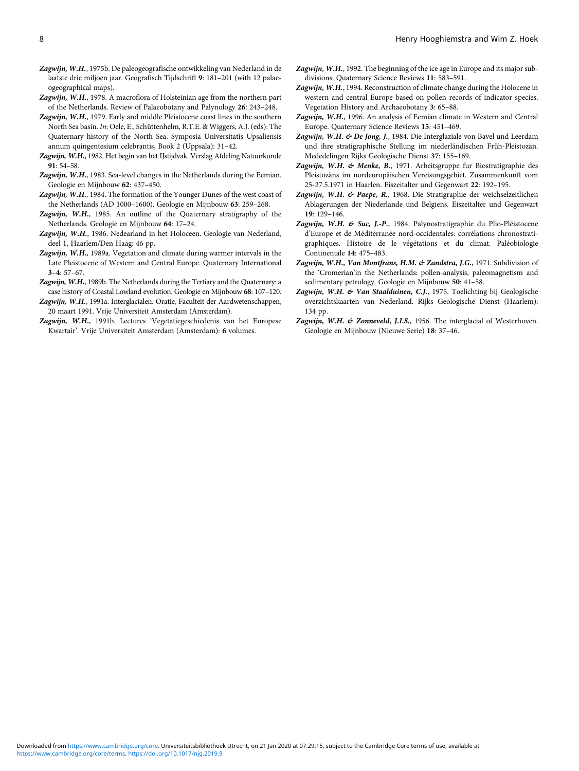***Zagwijn, W.H.***, 1975b. De paleogeografische ontwikkeling van Nederland in de laatste drie miljoen jaar. Geografisch Tijdschrift **9**: 181–201 (with 12 palaeogeographical maps).

***Zagwijn, W.H.***, 1978. A macroflora of Holsteinian age from the northern part of the Netherlands. Review of Palaeobotany and Palynology **26**: 243–248.

***Zagwijn, W.H.***, 1979. Early and middle Pleistocene coast lines in the southern North Sea basin. *In*: Oele, E., Schüttenhelm, R.T.E. & Wiggers, A.J. (eds): The Quaternary history of the North Sea. Symposia Universitatis Upsaliensis annum quingentesium celebrantis, Book 2 (Uppsala): 31–42.

***Zagwijn, W.H.***, 1982. Het begin van het IJstijdvak. Verslag Afdeling Natuurkunde **91**: 54–58.

***Zagwijn, W.H.***, 1983. Sea-level changes in the Netherlands during the Eemian. Geologie en Mijnbouw **62**: 437–450.

***Zagwijn, W.H.***, 1984. The formation of the Younger Dunes of the west coast of the Netherlands (AD 1000–1600). Geologie en Mijnbouw **63**: 259–268.

***Zagwijn, W.H.***, 1985. An outline of the Quaternary stratigraphy of the Netherlands. Geologie en Mijnbouw **64**: 17–24.

***Zagwijn, W.H.***, 1986. Nedearland in het Holoceen. Geologie van Nederland, deel 1, Haarlem/Den Haag: 46 pp.

***Zagwijn, W.H.***, 1989a. Vegetation and climate during warmer intervals in the Late Pleistocene of Western and Central Europe. Quaternary International **3–4**: 57–67.

***Zagwijn, W.H.***, 1989b. The Netherlands during the Tertiary and the Quaternary: a case history of Coastal Lowland evolution. Geologie en Mijnbouw **68**: 107–120.

***Zagwijn, W.H.***, 1991a. Interglacialen. Oratie, Faculteit der Aardwetenschappen, 20 maart 1991. Vrije Universiteit Amsterdam (Amsterdam).

***Zagwijn, W.H.***, 1991b. Lectures 'Vegetatiegeschiedenis van het Europese Kwartair'. Vrije Universiteit Amsterdam (Amsterdam): **6** volumes.

***Zagwijn, W.H.***, 1992. The beginning of the ice age in Europe and its major subdivisions. Quaternary Science Reviews **11**: 583–591.

***Zagwijn, W.H.***, 1994. Reconstruction of climate change during the Holocene in western and central Europe based on pollen records of indicator species. Vegetation History and Archaeobotany **3**: 65–88.

***Zagwijn, W.H.***, 1996. An analysis of Eemian climate in Western and Central Europe. Quaternary Science Reviews **15**: 451–469.

***Zagwijn, W.H. & De Jong, J.***, 1984. Die Interglaziale von Bavel und Leerdam und ihre stratigraphische Stellung im niederländischen Früh-Pleistozän. Mededelingen Rijks Geologische Dienst **37**: 155–169.

***Zagwijn, W.H. & Menke, B.***, 1971. Arbeitsgruppe fur Biostratigraphie des Pleistozäns im nordeuropäischen Vereisungsgebiet. Zusammenkunft vom 25-27.5.1971 in Haarlen. Eiszeitalter und Gegenwart **22**: 192–195.

***Zagwijn, W.H. & Paepe, R.***, 1968. Die Stratigraphie der weichselzeitlichen Ablagerungen der Niederlande und Belgiens. Eiszeitalter und Gegenwart **19**: 129–146.

***Zagwijn, W.H. & Suc, J.-P.***, 1984. Palynostratigraphie du Plio-Pléistocene d'Europe et de Méditerranée nord-occidentales: corrélations chronostratigraphiques. Histoire de le végétations et du climat. Paléobiologie Continentale **14**: 475–483.

***Zagwijn, W.H., Van Montfrans, H.M. & Zandstra, J.G.***, 1971. Subdivision of the 'Cromerian'in the Netherlands: pollen-analysis, paleomagnetism and sedimentary petrology. Geologie en Mijnbouw **50**: 41–58.

***Zagwijn, W.H. & Van Staalduinen, C.J.***, 1975. Toelichting bij Geologische overzichtskaarten van Nederland. Rijks Geologische Dienst (Haarlem): 134 pp.

***Zagwijn, W.H. & Zonneveld, J.I.S.***, 1956. The interglacial of Westerhoven. Geologie en Mijnbouw (Nieuwe Serie) **18**: 37–46.